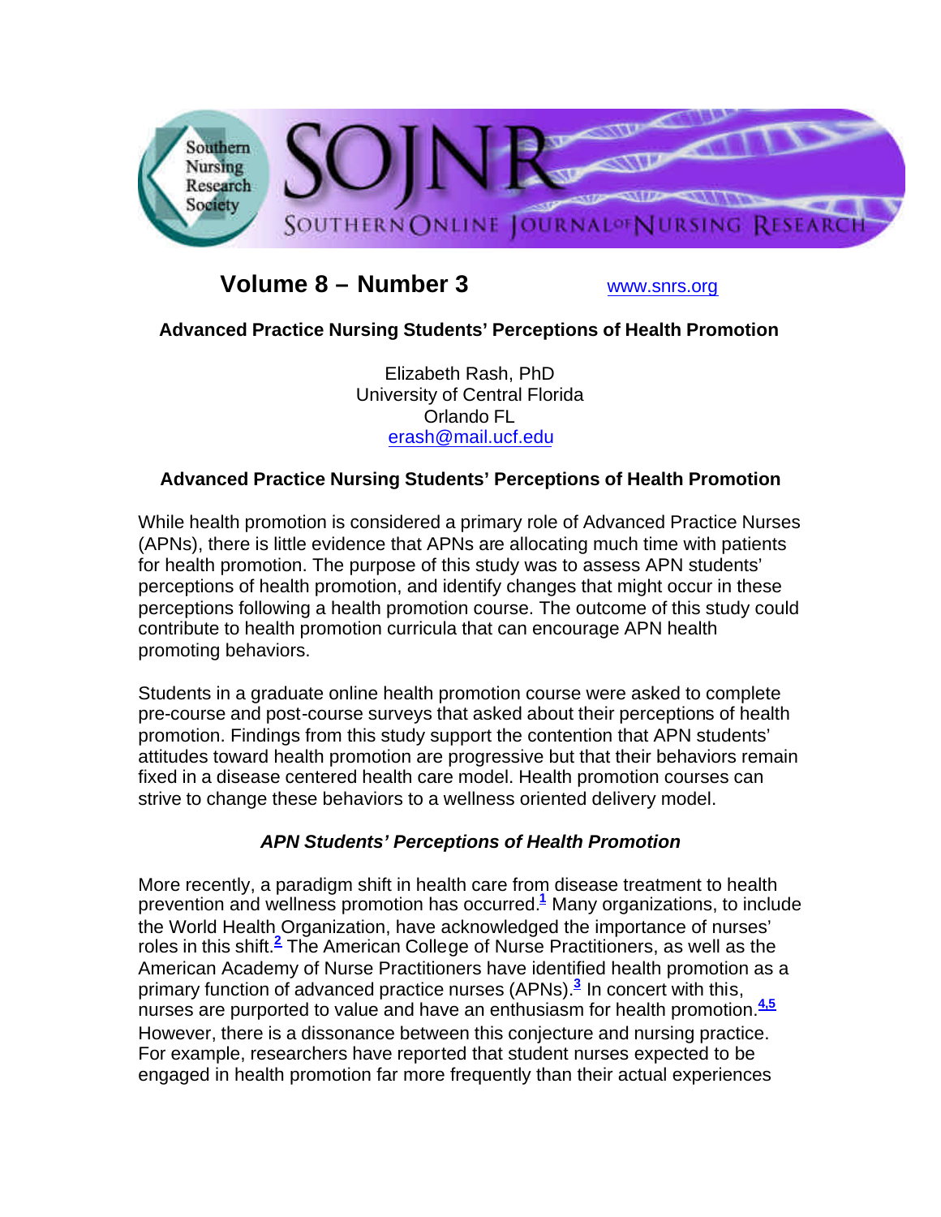**Volume 8 – Number 3** www.snrs.org

## Advanced Practice Nursing Students' Perceptions of Health Promotion

Elizabeth Rash, PhD
University of Central Florida
Orlando FL
erash@mail.ucf.edu

### Advanced Practice Nursing Students' Perceptions of Health Promotion

While health promotion is considered a primary role of Advanced Practice Nurses (APNs), there is little evidence that APNs are allocating much time with patients for health promotion. The purpose of this study was to assess APN students' perceptions of health promotion, and identify changes that might occur in these perceptions following a health promotion course. The outcome of this study could contribute to health promotion curricula that can encourage APN health promoting behaviors.

Students in a graduate online health promotion course were asked to complete pre-course and post-course surveys that asked about their perceptions of health promotion. Findings from this study support the contention that APN students' attitudes toward health promotion are progressive but that their behaviors remain fixed in a disease centered health care model. Health promotion courses can strive to change these behaviors to a wellness oriented delivery model.

### *APN Students' Perceptions of Health Promotion*

More recently, a paradigm shift in health care from disease treatment to health prevention and wellness promotion has occurred.[1] Many organizations, to include the World Health Organization, have acknowledged the importance of nurses' roles in this shift.[2] The American College of Nurse Practitioners, as well as the American Academy of Nurse Practitioners have identified health promotion as a primary function of advanced practice nurses (APNs).[3] In concert with this, nurses are purported to value and have an enthusiasm for health promotion.[4,5] However, there is a dissonance between this conjecture and nursing practice. For example, researchers have reported that student nurses expected to be engaged in health promotion far more frequently than their actual experiences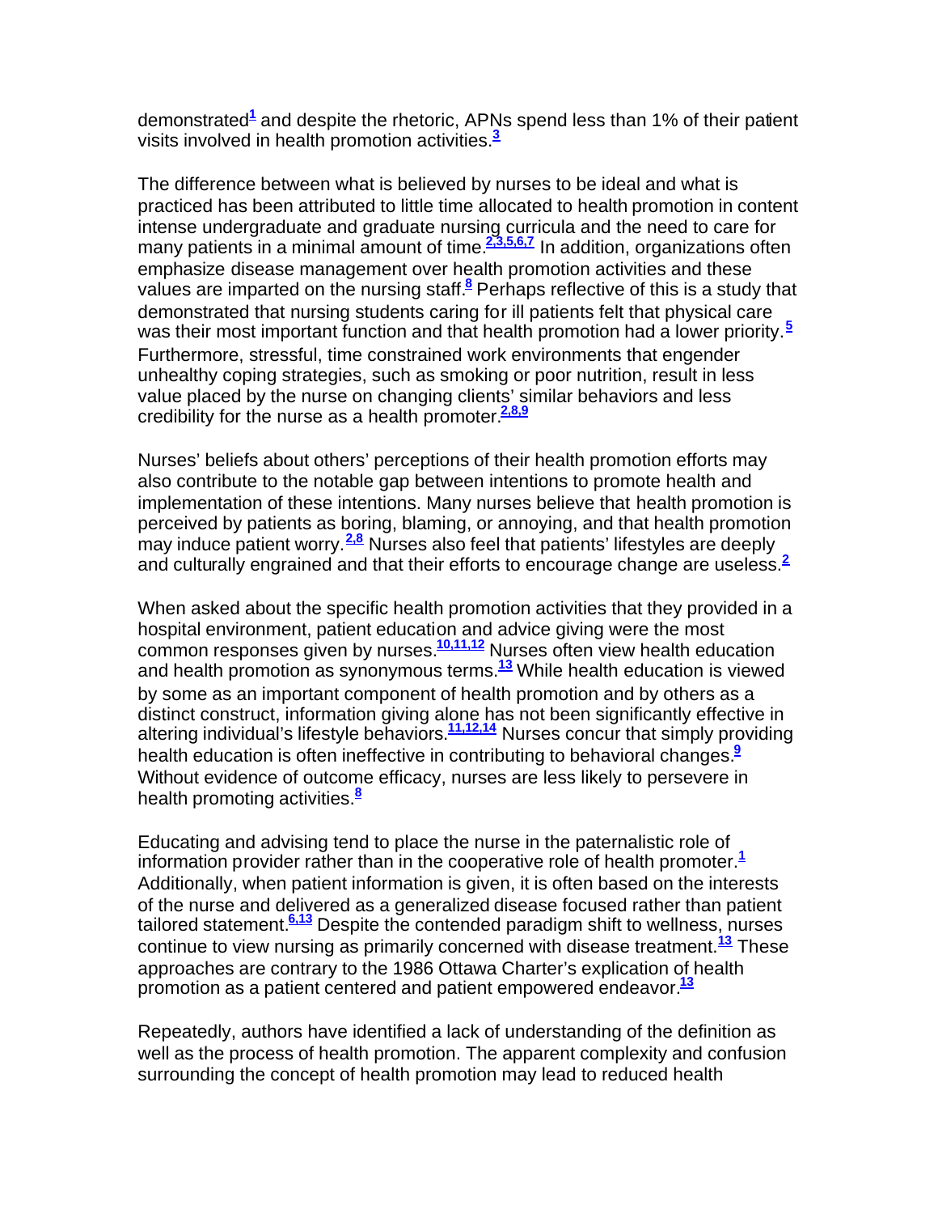demonstrated[1] and despite the rhetoric, APNs spend less than 1% of their patient visits involved in health promotion activities.[3]

The difference between what is believed by nurses to be ideal and what is practiced has been attributed to little time allocated to health promotion in content intense undergraduate and graduate nursing curricula and the need to care for many patients in a minimal amount of time.[2,3,5,6,7] In addition, organizations often emphasize disease management over health promotion activities and these values are imparted on the nursing staff.[8] Perhaps reflective of this is a study that demonstrated that nursing students caring for ill patients felt that physical care was their most important function and that health promotion had a lower priority.[5] Furthermore, stressful, time constrained work environments that engender unhealthy coping strategies, such as smoking or poor nutrition, result in less value placed by the nurse on changing clients' similar behaviors and less credibility for the nurse as a health promoter.[2,8,9]

Nurses' beliefs about others' perceptions of their health promotion efforts may also contribute to the notable gap between intentions to promote health and implementation of these intentions. Many nurses believe that health promotion is perceived by patients as boring, blaming, or annoying, and that health promotion may induce patient worry.[2,8] Nurses also feel that patients' lifestyles are deeply and culturally engrained and that their efforts to encourage change are useless.[2]

When asked about the specific health promotion activities that they provided in a hospital environment, patient education and advice giving were the most common responses given by nurses.[10,11,12] Nurses often view health education and health promotion as synonymous terms.[13] While health education is viewed by some as an important component of health promotion and by others as a distinct construct, information giving alone has not been significantly effective in altering individual's lifestyle behaviors.[11,12,14] Nurses concur that simply providing health education is often ineffective in contributing to behavioral changes.[9] Without evidence of outcome efficacy, nurses are less likely to persevere in health promoting activities.[8]

Educating and advising tend to place the nurse in the paternalistic role of information provider rather than in the cooperative role of health promoter.[1] Additionally, when patient information is given, it is often based on the interests of the nurse and delivered as a generalized disease focused rather than patient tailored statement.[6,13] Despite the contended paradigm shift to wellness, nurses continue to view nursing as primarily concerned with disease treatment.[13] These approaches are contrary to the 1986 Ottawa Charter's explication of health promotion as a patient centered and patient empowered endeavor.[13]

Repeatedly, authors have identified a lack of understanding of the definition as well as the process of health promotion. The apparent complexity and confusion surrounding the concept of health promotion may lead to reduced health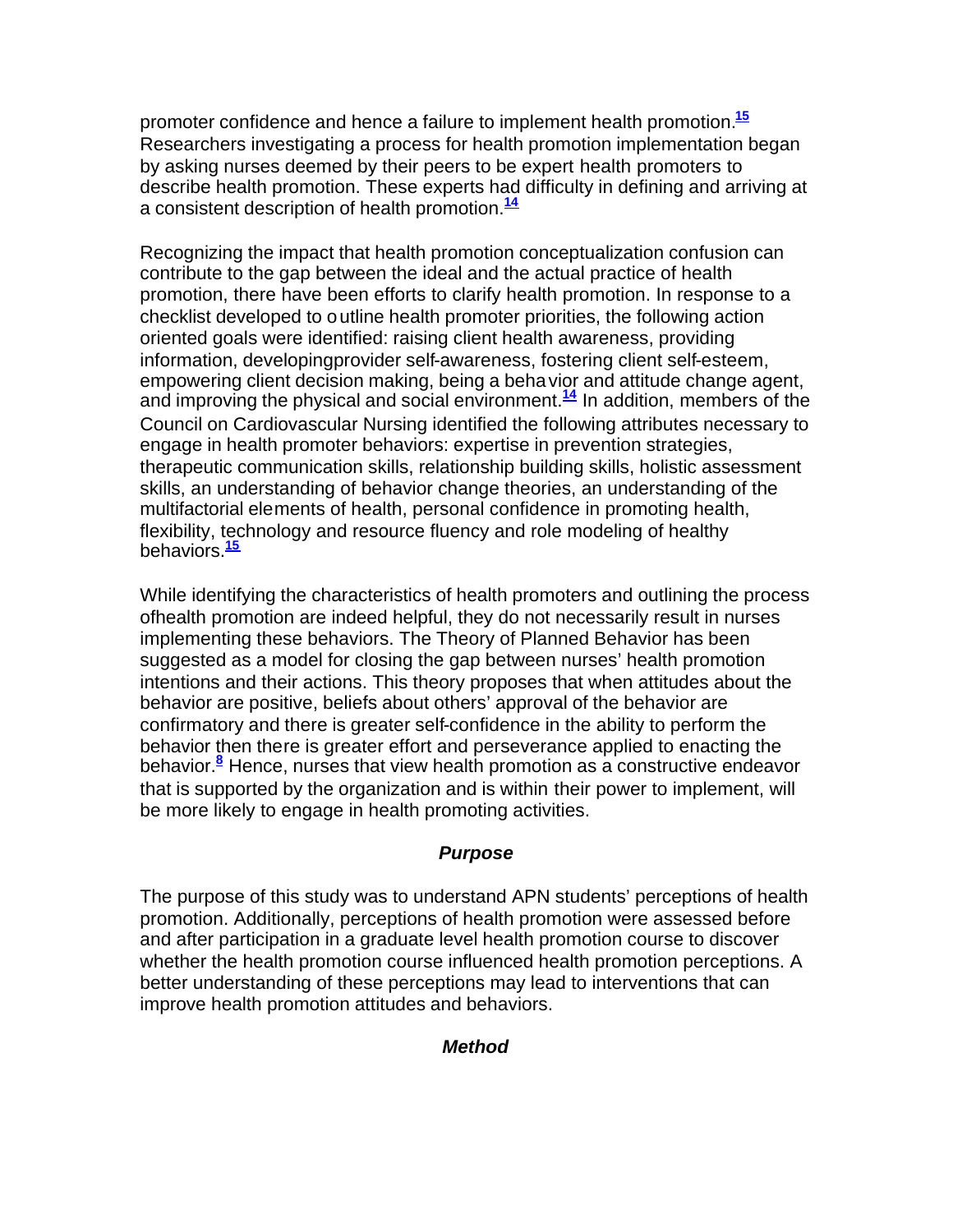promoter confidence and hence a failure to implement health promotion.[15] Researchers investigating a process for health promotion implementation began by asking nurses deemed by their peers to be expert health promoters to describe health promotion. These experts had difficulty in defining and arriving at a consistent description of health promotion.[14]

Recognizing the impact that health promotion conceptualization confusion can contribute to the gap between the ideal and the actual practice of health promotion, there have been efforts to clarify health promotion. In response to a checklist developed to outline health promoter priorities, the following action oriented goals were identified: raising client health awareness, providing information, developingprovider self-awareness, fostering client self-esteem, empowering client decision making, being a behavior and attitude change agent, and improving the physical and social environment.[14] In addition, members of the Council on Cardiovascular Nursing identified the following attributes necessary to engage in health promoter behaviors: expertise in prevention strategies, therapeutic communication skills, relationship building skills, holistic assessment skills, an understanding of behavior change theories, an understanding of the multifactorial elements of health, personal confidence in promoting health, flexibility, technology and resource fluency and role modeling of healthy behaviors.[15]

While identifying the characteristics of health promoters and outlining the process ofhealth promotion are indeed helpful, they do not necessarily result in nurses implementing these behaviors. The Theory of Planned Behavior has been suggested as a model for closing the gap between nurses' health promotion intentions and their actions. This theory proposes that when attitudes about the behavior are positive, beliefs about others' approval of the behavior are confirmatory and there is greater self-confidence in the ability to perform the behavior then there is greater effort and perseverance applied to enacting the behavior.[8] Hence, nurses that view health promotion as a constructive endeavor that is supported by the organization and is within their power to implement, will be more likely to engage in health promoting activities.

### *Purpose*

The purpose of this study was to understand APN students' perceptions of health promotion. Additionally, perceptions of health promotion were assessed before and after participation in a graduate level health promotion course to discover whether the health promotion course influenced health promotion perceptions. A better understanding of these perceptions may lead to interventions that can improve health promotion attitudes and behaviors.

### *Method*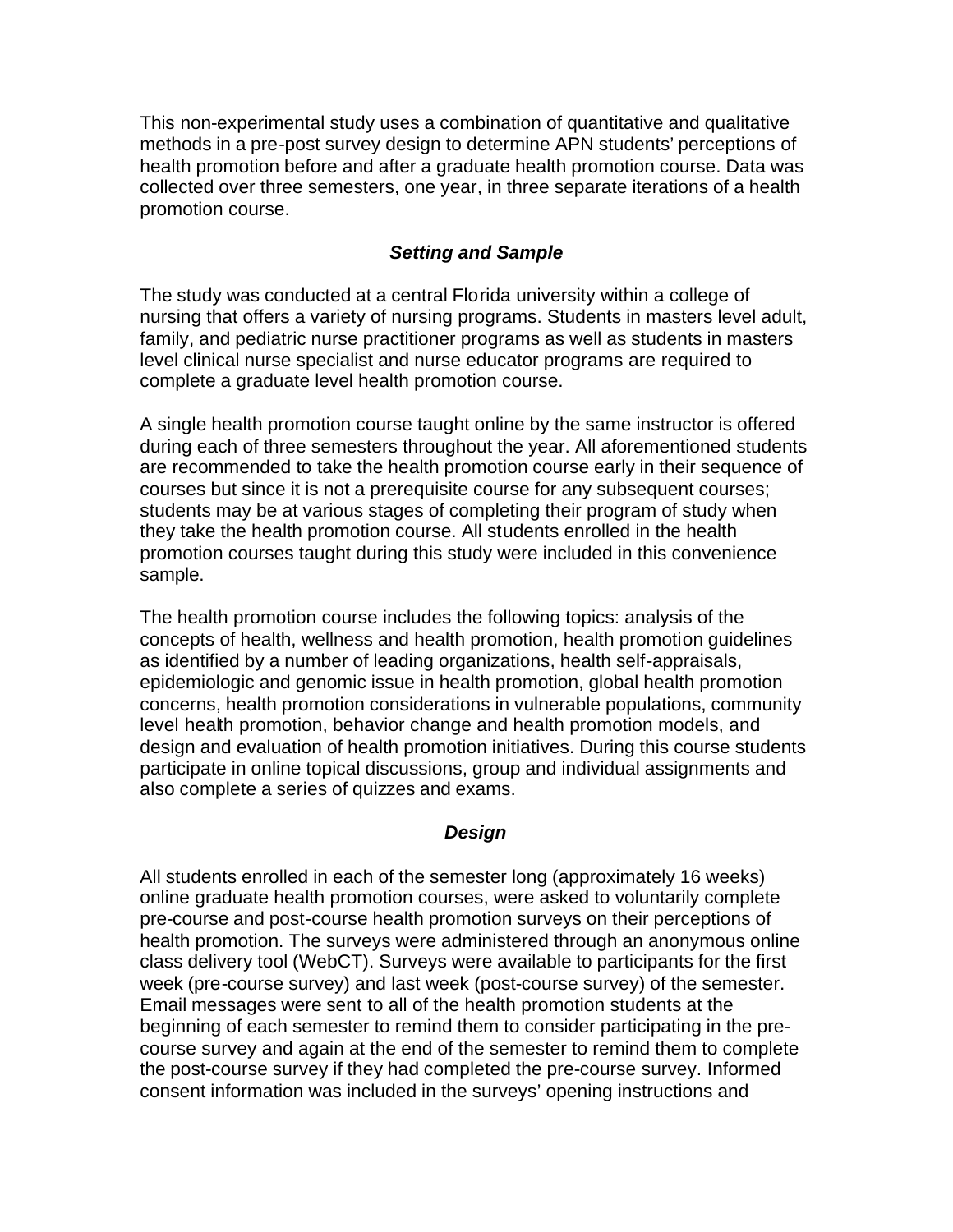This non-experimental study uses a combination of quantitative and qualitative methods in a pre-post survey design to determine APN students' perceptions of health promotion before and after a graduate health promotion course. Data was collected over three semesters, one year, in three separate iterations of a health promotion course.

### *Setting and Sample*

The study was conducted at a central Florida university within a college of nursing that offers a variety of nursing programs. Students in masters level adult, family, and pediatric nurse practitioner programs as well as students in masters level clinical nurse specialist and nurse educator programs are required to complete a graduate level health promotion course.

A single health promotion course taught online by the same instructor is offered during each of three semesters throughout the year. All aforementioned students are recommended to take the health promotion course early in their sequence of courses but since it is not a prerequisite course for any subsequent courses; students may be at various stages of completing their program of study when they take the health promotion course. All students enrolled in the health promotion courses taught during this study were included in this convenience sample.

The health promotion course includes the following topics: analysis of the concepts of health, wellness and health promotion, health promotion guidelines as identified by a number of leading organizations, health self-appraisals, epidemiologic and genomic issue in health promotion, global health promotion concerns, health promotion considerations in vulnerable populations, community level health promotion, behavior change and health promotion models, and design and evaluation of health promotion initiatives. During this course students participate in online topical discussions, group and individual assignments and also complete a series of quizzes and exams.

### *Design*

All students enrolled in each of the semester long (approximately 16 weeks) online graduate health promotion courses, were asked to voluntarily complete pre-course and post-course health promotion surveys on their perceptions of health promotion. The surveys were administered through an anonymous online class delivery tool (WebCT). Surveys were available to participants for the first week (pre-course survey) and last week (post-course survey) of the semester. Email messages were sent to all of the health promotion students at the beginning of each semester to remind them to consider participating in the pre-course survey and again at the end of the semester to remind them to complete the post-course survey if they had completed the pre-course survey. Informed consent information was included in the surveys' opening instructions and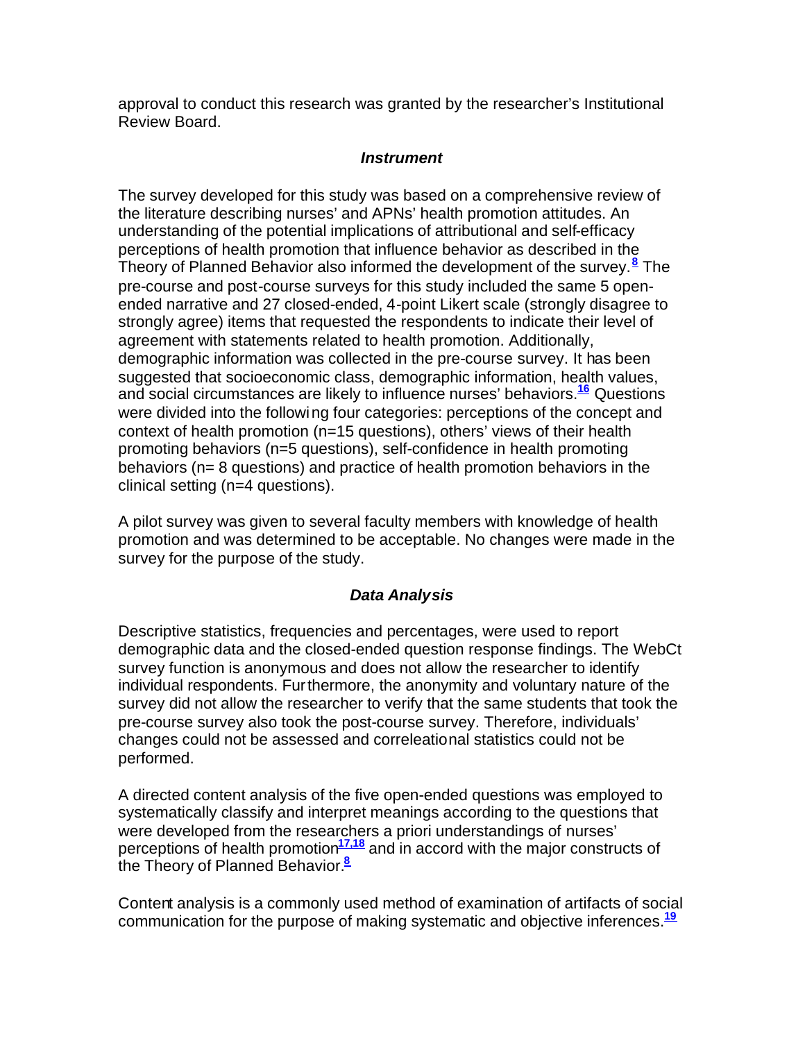approval to conduct this research was granted by the researcher's Institutional Review Board.

### *Instrument*

The survey developed for this study was based on a comprehensive review of the literature describing nurses' and APNs' health promotion attitudes. An understanding of the potential implications of attributional and self-efficacy perceptions of health promotion that influence behavior as described in the Theory of Planned Behavior also informed the development of the survey.[8] The pre-course and post-course surveys for this study included the same 5 open-ended narrative and 27 closed-ended, 4-point Likert scale (strongly disagree to strongly agree) items that requested the respondents to indicate their level of agreement with statements related to health promotion. Additionally, demographic information was collected in the pre-course survey. It has been suggested that socioeconomic class, demographic information, health values, and social circumstances are likely to influence nurses' behaviors.[16] Questions were divided into the following four categories: perceptions of the concept and context of health promotion (n=15 questions), others' views of their health promoting behaviors (n=5 questions), self-confidence in health promoting behaviors (n= 8 questions) and practice of health promotion behaviors in the clinical setting (n=4 questions).

A pilot survey was given to several faculty members with knowledge of health promotion and was determined to be acceptable. No changes were made in the survey for the purpose of the study.

### *Data Analysis*

Descriptive statistics, frequencies and percentages, were used to report demographic data and the closed-ended question response findings. The WebCt survey function is anonymous and does not allow the researcher to identify individual respondents. Furthermore, the anonymity and voluntary nature of the survey did not allow the researcher to verify that the same students that took the pre-course survey also took the post-course survey. Therefore, individuals' changes could not be assessed and correleational statistics could not be performed.

A directed content analysis of the five open-ended questions was employed to systematically classify and interpret meanings according to the questions that were developed from the researchers a priori understandings of nurses' perceptions of health promotion[17,18] and in accord with the major constructs of the Theory of Planned Behavior.[8]

Content analysis is a commonly used method of examination of artifacts of social communication for the purpose of making systematic and objective inferences.[19]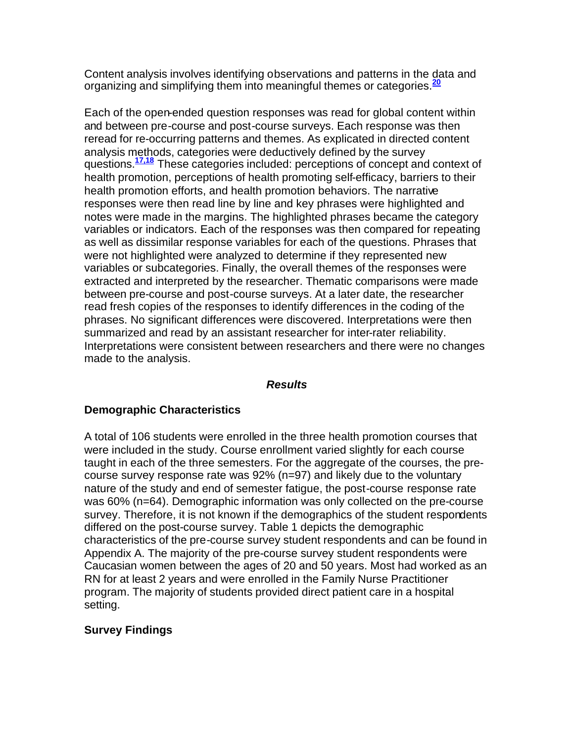Content analysis involves identifying observations and patterns in the data and organizing and simplifying them into meaningful themes or categories.[20]

Each of the open-ended question responses was read for global content within and between pre-course and post-course surveys. Each response was then reread for re-occurring patterns and themes. As explicated in directed content analysis methods, categories were deductively defined by the survey questions.[17,18] These categories included: perceptions of concept and context of health promotion, perceptions of health promoting self-efficacy, barriers to their health promotion efforts, and health promotion behaviors. The narrative responses were then read line by line and key phrases were highlighted and notes were made in the margins. The highlighted phrases became the category variables or indicators. Each of the responses was then compared for repeating as well as dissimilar response variables for each of the questions. Phrases that were not highlighted were analyzed to determine if they represented new variables or subcategories. Finally, the overall themes of the responses were extracted and interpreted by the researcher. Thematic comparisons were made between pre-course and post-course surveys. At a later date, the researcher read fresh copies of the responses to identify differences in the coding of the phrases. No significant differences were discovered. Interpretations were then summarized and read by an assistant researcher for inter-rater reliability. Interpretations were consistent between researchers and there were no changes made to the analysis.

## *Results*

### Demographic Characteristics

A total of 106 students were enrolled in the three health promotion courses that were included in the study. Course enrollment varied slightly for each course taught in each of the three semesters. For the aggregate of the courses, the pre-course survey response rate was 92% (n=97) and likely due to the voluntary nature of the study and end of semester fatigue, the post-course response rate was 60% (n=64). Demographic information was only collected on the pre-course survey. Therefore, it is not known if the demographics of the student respondents differed on the post-course survey. Table 1 depicts the demographic characteristics of the pre-course survey student respondents and can be found in Appendix A. The majority of the pre-course survey student respondents were Caucasian women between the ages of 20 and 50 years. Most had worked as an RN for at least 2 years and were enrolled in the Family Nurse Practitioner program. The majority of students provided direct patient care in a hospital setting.

### Survey Findings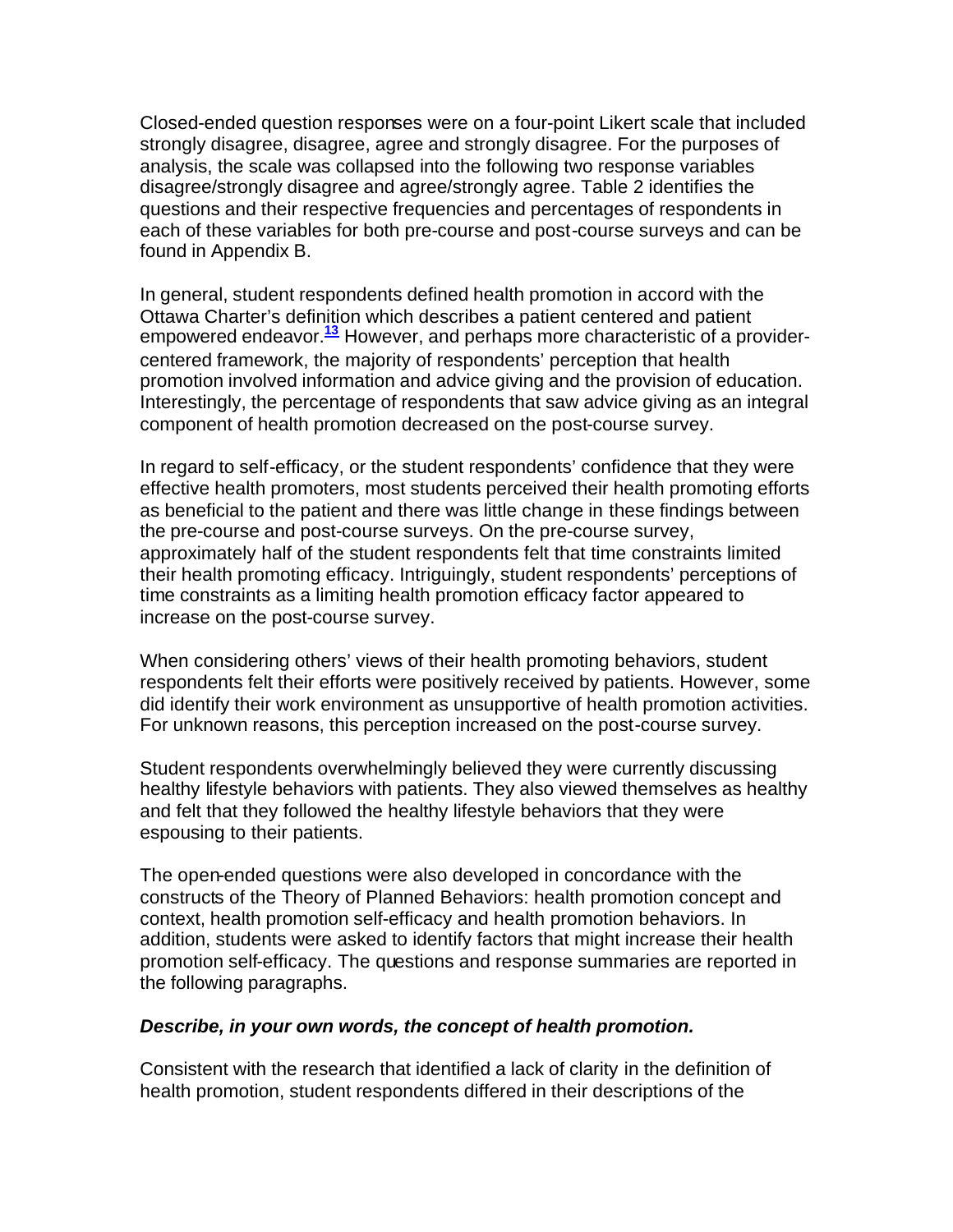Closed-ended question responses were on a four-point Likert scale that included strongly disagree, disagree, agree and strongly disagree. For the purposes of analysis, the scale was collapsed into the following two response variables disagree/strongly disagree and agree/strongly agree. Table 2 identifies the questions and their respective frequencies and percentages of respondents in each of these variables for both pre-course and post-course surveys and can be found in Appendix B.

In general, student respondents defined health promotion in accord with the Ottawa Charter's definition which describes a patient centered and patient empowered endeavor.[13] However, and perhaps more characteristic of a provider-centered framework, the majority of respondents' perception that health promotion involved information and advice giving and the provision of education. Interestingly, the percentage of respondents that saw advice giving as an integral component of health promotion decreased on the post-course survey.

In regard to self-efficacy, or the student respondents' confidence that they were effective health promoters, most students perceived their health promoting efforts as beneficial to the patient and there was little change in these findings between the pre-course and post-course surveys. On the pre-course survey, approximately half of the student respondents felt that time constraints limited their health promoting efficacy. Intriguingly, student respondents' perceptions of time constraints as a limiting health promotion efficacy factor appeared to increase on the post-course survey.

When considering others' views of their health promoting behaviors, student respondents felt their efforts were positively received by patients. However, some did identify their work environment as unsupportive of health promotion activities. For unknown reasons, this perception increased on the post-course survey.

Student respondents overwhelmingly believed they were currently discussing healthy lifestyle behaviors with patients. They also viewed themselves as healthy and felt that they followed the healthy lifestyle behaviors that they were espousing to their patients.

The open-ended questions were also developed in concordance with the constructs of the Theory of Planned Behaviors: health promotion concept and context, health promotion self-efficacy and health promotion behaviors. In addition, students were asked to identify factors that might increase their health promotion self-efficacy. The questions and response summaries are reported in the following paragraphs.

***Describe, in your own words, the concept of health promotion.***

Consistent with the research that identified a lack of clarity in the definition of health promotion, student respondents differed in their descriptions of the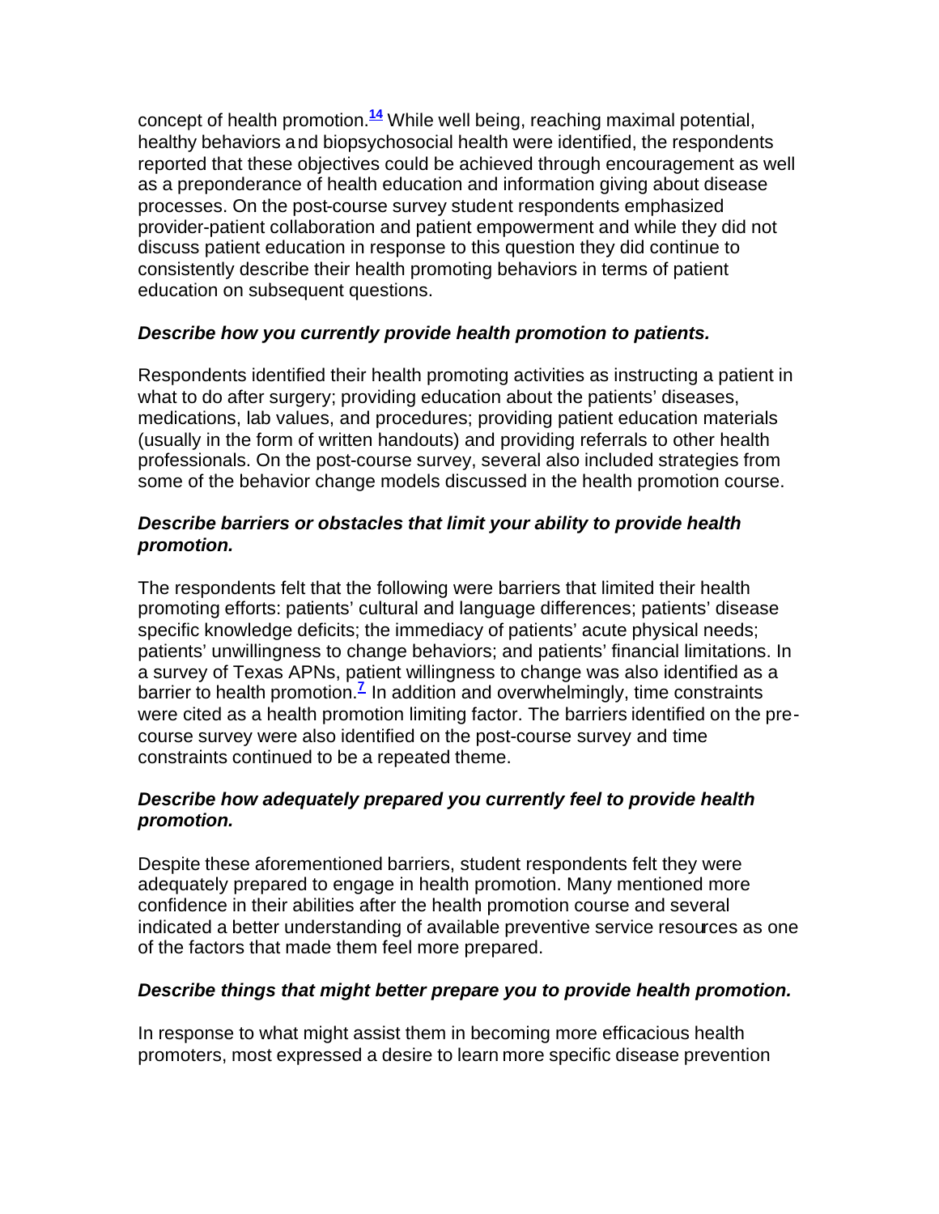concept of health promotion.[14] While well being, reaching maximal potential, healthy behaviors and biopsychosocial health were identified, the respondents reported that these objectives could be achieved through encouragement as well as a preponderance of health education and information giving about disease processes. On the post-course survey student respondents emphasized provider-patient collaboration and patient empowerment and while they did not discuss patient education in response to this question they did continue to consistently describe their health promoting behaviors in terms of patient education on subsequent questions.

***Describe how you currently provide health promotion to patients.***

Respondents identified their health promoting activities as instructing a patient in what to do after surgery; providing education about the patients' diseases, medications, lab values, and procedures; providing patient education materials (usually in the form of written handouts) and providing referrals to other health professionals. On the post-course survey, several also included strategies from some of the behavior change models discussed in the health promotion course.

***Describe barriers or obstacles that limit your ability to provide health promotion.***

The respondents felt that the following were barriers that limited their health promoting efforts: patients' cultural and language differences; patients' disease specific knowledge deficits; the immediacy of patients' acute physical needs; patients' unwillingness to change behaviors; and patients' financial limitations. In a survey of Texas APNs, patient willingness to change was also identified as a barrier to health promotion.[7] In addition and overwhelmingly, time constraints were cited as a health promotion limiting factor. The barriers identified on the pre-course survey were also identified on the post-course survey and time constraints continued to be a repeated theme.

***Describe how adequately prepared you currently feel to provide health promotion.***

Despite these aforementioned barriers, student respondents felt they were adequately prepared to engage in health promotion. Many mentioned more confidence in their abilities after the health promotion course and several indicated a better understanding of available preventive service resources as one of the factors that made them feel more prepared.

***Describe things that might better prepare you to provide health promotion.***

In response to what might assist them in becoming more efficacious health promoters, most expressed a desire to learn more specific disease prevention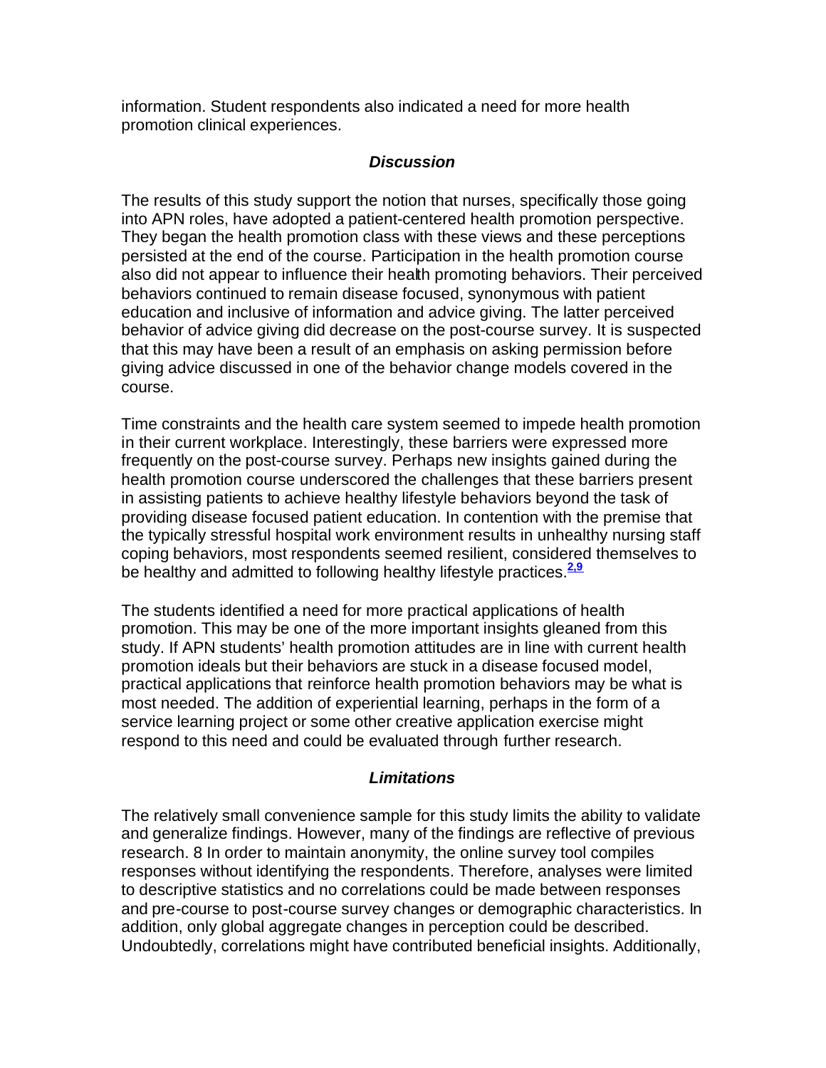information. Student respondents also indicated a need for more health promotion clinical experiences.

## *Discussion*

The results of this study support the notion that nurses, specifically those going into APN roles, have adopted a patient-centered health promotion perspective. They began the health promotion class with these views and these perceptions persisted at the end of the course. Participation in the health promotion course also did not appear to influence their health promoting behaviors. Their perceived behaviors continued to remain disease focused, synonymous with patient education and inclusive of information and advice giving. The latter perceived behavior of advice giving did decrease on the post-course survey. It is suspected that this may have been a result of an emphasis on asking permission before giving advice discussed in one of the behavior change models covered in the course.

Time constraints and the health care system seemed to impede health promotion in their current workplace. Interestingly, these barriers were expressed more frequently on the post-course survey. Perhaps new insights gained during the health promotion course underscored the challenges that these barriers present in assisting patients to achieve healthy lifestyle behaviors beyond the task of providing disease focused patient education. In contention with the premise that the typically stressful hospital work environment results in unhealthy nursing staff coping behaviors, most respondents seemed resilient, considered themselves to be healthy and admitted to following healthy lifestyle practices.[2,9]

The students identified a need for more practical applications of health promotion. This may be one of the more important insights gleaned from this study. If APN students' health promotion attitudes are in line with current health promotion ideals but their behaviors are stuck in a disease focused model, practical applications that reinforce health promotion behaviors may be what is most needed. The addition of experiential learning, perhaps in the form of a service learning project or some other creative application exercise might respond to this need and could be evaluated through further research.

## *Limitations*

The relatively small convenience sample for this study limits the ability to validate and generalize findings. However, many of the findings are reflective of previous research. 8 In order to maintain anonymity, the online survey tool compiles responses without identifying the respondents. Therefore, analyses were limited to descriptive statistics and no correlations could be made between responses and pre-course to post-course survey changes or demographic characteristics. In addition, only global aggregate changes in perception could be described. Undoubtedly, correlations might have contributed beneficial insights. Additionally,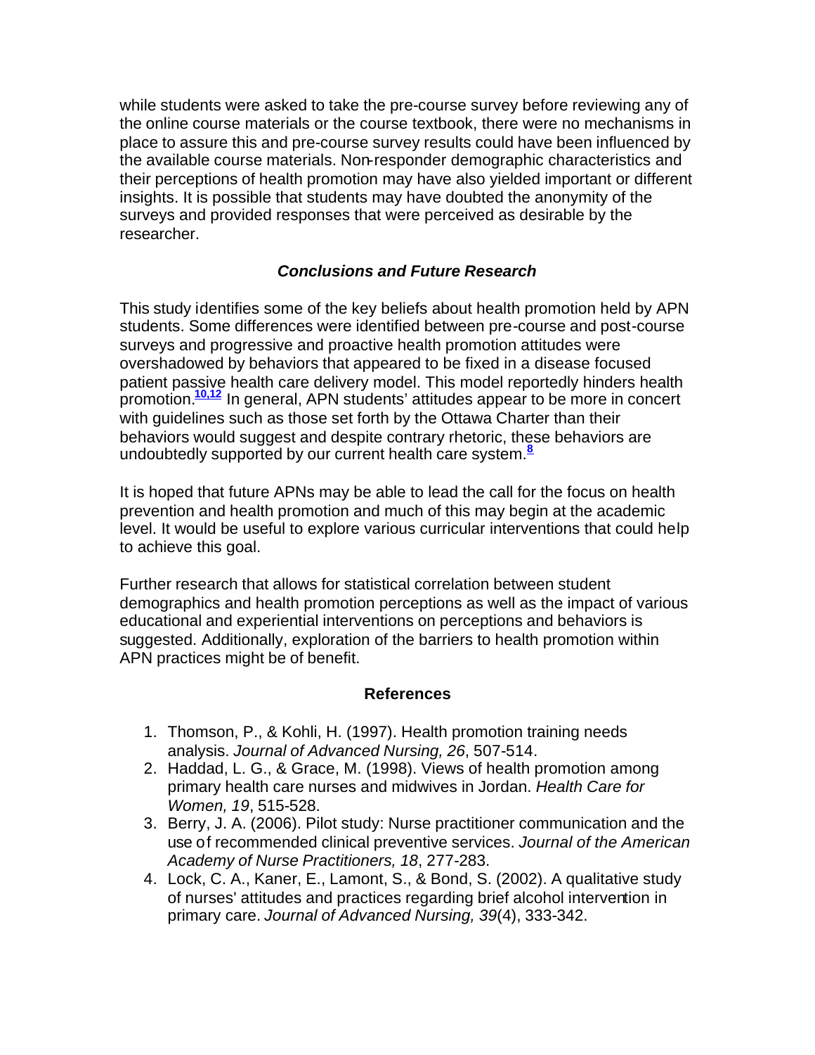while students were asked to take the pre-course survey before reviewing any of the online course materials or the course textbook, there were no mechanisms in place to assure this and pre-course survey results could have been influenced by the available course materials. Non-responder demographic characteristics and their perceptions of health promotion may have also yielded important or different insights. It is possible that students may have doubted the anonymity of the surveys and provided responses that were perceived as desirable by the researcher.

### *Conclusions and Future Research*

This study identifies some of the key beliefs about health promotion held by APN students. Some differences were identified between pre-course and post-course surveys and progressive and proactive health promotion attitudes were overshadowed by behaviors that appeared to be fixed in a disease focused patient passive health care delivery model. This model reportedly hinders health promotion.[10,12] In general, APN students' attitudes appear to be more in concert with guidelines such as those set forth by the Ottawa Charter than their behaviors would suggest and despite contrary rhetoric, these behaviors are undoubtedly supported by our current health care system.[8]

It is hoped that future APNs may be able to lead the call for the focus on health prevention and health promotion and much of this may begin at the academic level. It would be useful to explore various curricular interventions that could help to achieve this goal.

Further research that allows for statistical correlation between student demographics and health promotion perceptions as well as the impact of various educational and experiential interventions on perceptions and behaviors is suggested. Additionally, exploration of the barriers to health promotion within APN practices might be of benefit.

### References

1. Thomson, P., & Kohli, H. (1997). Health promotion training needs analysis. *Journal of Advanced Nursing, 26*, 507-514.
2. Haddad, L. G., & Grace, M. (1998). Views of health promotion among primary health care nurses and midwives in Jordan. *Health Care for Women, 19*, 515-528.
3. Berry, J. A. (2006). Pilot study: Nurse practitioner communication and the use of recommended clinical preventive services. *Journal of the American Academy of Nurse Practitioners, 18*, 277-283.
4. Lock, C. A., Kaner, E., Lamont, S., & Bond, S. (2002). A qualitative study of nurses' attitudes and practices regarding brief alcohol intervention in primary care. *Journal of Advanced Nursing, 39*(4), 333-342.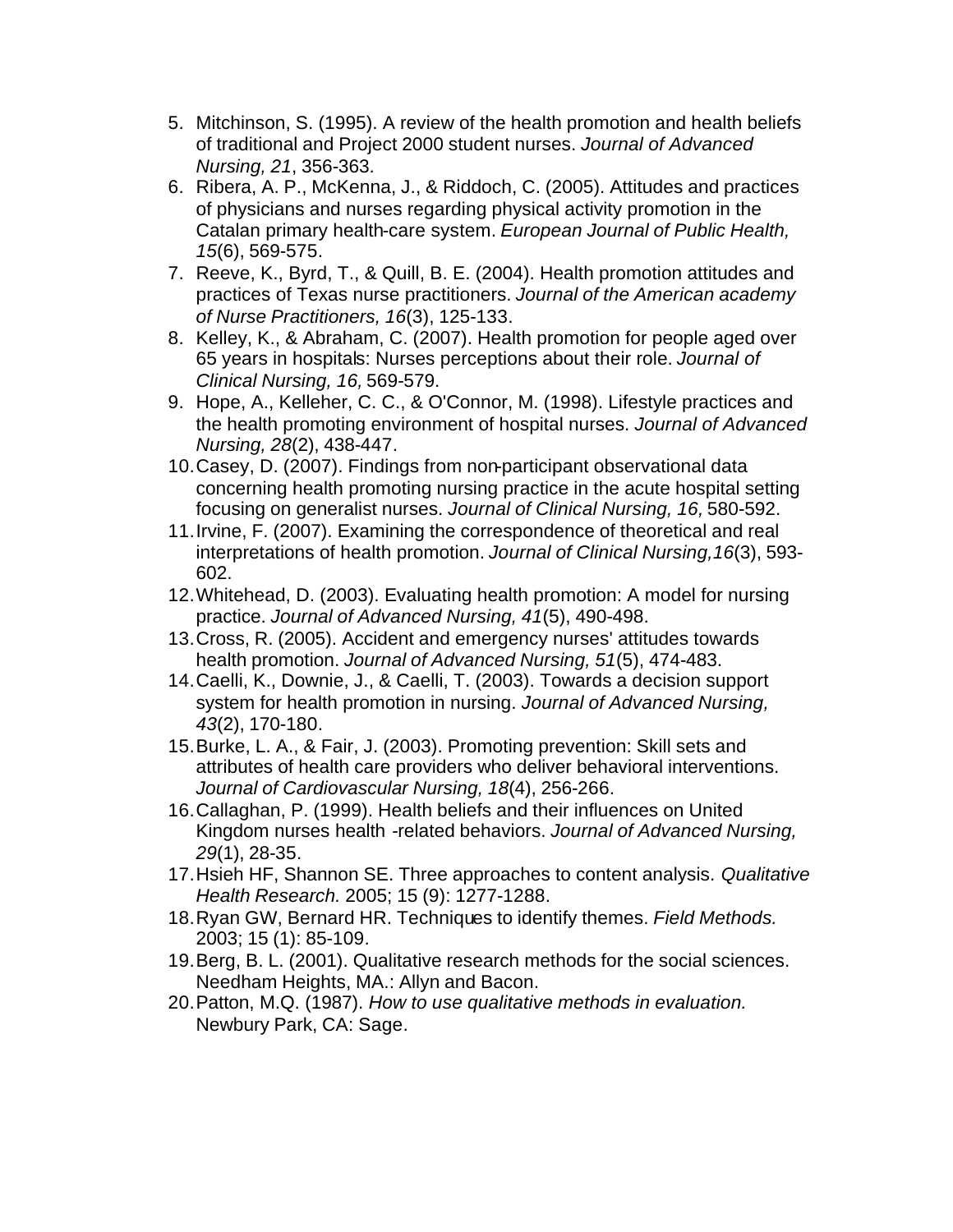5. Mitchinson, S. (1995). A review of the health promotion and health beliefs of traditional and Project 2000 student nurses. *Journal of Advanced Nursing, 21*, 356-363.
6. Ribera, A. P., McKenna, J., & Riddoch, C. (2005). Attitudes and practices of physicians and nurses regarding physical activity promotion in the Catalan primary health-care system. *European Journal of Public Health, 15*(6), 569-575.
7. Reeve, K., Byrd, T., & Quill, B. E. (2004). Health promotion attitudes and practices of Texas nurse practitioners. *Journal of the American academy of Nurse Practitioners, 16*(3), 125-133.
8. Kelley, K., & Abraham, C. (2007). Health promotion for people aged over 65 years in hospitals: Nurses perceptions about their role. *Journal of Clinical Nursing, 16,* 569-579.
9. Hope, A., Kelleher, C. C., & O'Connor, M. (1998). Lifestyle practices and the health promoting environment of hospital nurses. *Journal of Advanced Nursing, 28*(2), 438-447.
10. Casey, D. (2007). Findings from non-participant observational data concerning health promoting nursing practice in the acute hospital setting focusing on generalist nurses. *Journal of Clinical Nursing, 16,* 580-592.
11. Irvine, F. (2007). Examining the correspondence of theoretical and real interpretations of health promotion. *Journal of Clinical Nursing,16*(3), 593-602.
12. Whitehead, D. (2003). Evaluating health promotion: A model for nursing practice. *Journal of Advanced Nursing, 41*(5), 490-498.
13. Cross, R. (2005). Accident and emergency nurses' attitudes towards health promotion. *Journal of Advanced Nursing, 51*(5), 474-483.
14. Caelli, K., Downie, J., & Caelli, T. (2003). Towards a decision support system for health promotion in nursing. *Journal of Advanced Nursing, 43*(2), 170-180.
15. Burke, L. A., & Fair, J. (2003). Promoting prevention: Skill sets and attributes of health care providers who deliver behavioral interventions. *Journal of Cardiovascular Nursing, 18*(4), 256-266.
16. Callaghan, P. (1999). Health beliefs and their influences on United Kingdom nurses health -related behaviors. *Journal of Advanced Nursing, 29*(1), 28-35.
17. Hsieh HF, Shannon SE. Three approaches to content analysis. *Qualitative Health Research.* 2005; 15 (9): 1277-1288.
18. Ryan GW, Bernard HR. Techniques to identify themes. *Field Methods.* 2003; 15 (1): 85-109.
19. Berg, B. L. (2001). Qualitative research methods for the social sciences. Needham Heights, MA.: Allyn and Bacon.
20. Patton, M.Q. (1987). *How to use qualitative methods in evaluation.* Newbury Park, CA: Sage.